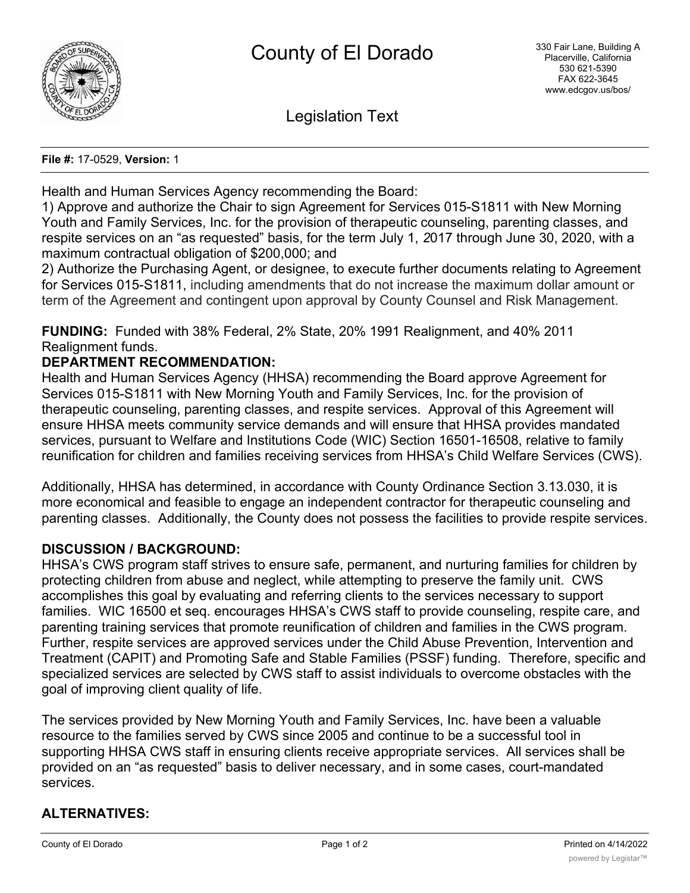# County of El Dorado

330 Fair Lane, Building A
Placerville, California
530 621-5390
FAX 622-3645
www.edcgov.us/bos/

## Legislation Text

**File #:** 17-0529, **Version:** 1

Health and Human Services Agency recommending the Board:
1) Approve and authorize the Chair to sign Agreement for Services 015-S1811 with New Morning Youth and Family Services, Inc. for the provision of therapeutic counseling, parenting classes, and respite services on an "as requested" basis, for the term July 1, 2017 through June 30, 2020, with a maximum contractual obligation of $200,000; and
2) Authorize the Purchasing Agent, or designee, to execute further documents relating to Agreement for Services 015-S1811, including amendments that do not increase the maximum dollar amount or term of the Agreement and contingent upon approval by County Counsel and Risk Management.

**FUNDING:** Funded with 38% Federal, 2% State, 20% 1991 Realignment, and 40% 2011 Realignment funds.

**DEPARTMENT RECOMMENDATION:**

Health and Human Services Agency (HHSA) recommending the Board approve Agreement for Services 015-S1811 with New Morning Youth and Family Services, Inc. for the provision of therapeutic counseling, parenting classes, and respite services. Approval of this Agreement will ensure HHSA meets community service demands and will ensure that HHSA provides mandated services, pursuant to Welfare and Institutions Code (WIC) Section 16501-16508, relative to family reunification for children and families receiving services from HHSA's Child Welfare Services (CWS).

Additionally, HHSA has determined, in accordance with County Ordinance Section 3.13.030, it is more economical and feasible to engage an independent contractor for therapeutic counseling and parenting classes. Additionally, the County does not possess the facilities to provide respite services.

**DISCUSSION / BACKGROUND:**

HHSA's CWS program staff strives to ensure safe, permanent, and nurturing families for children by protecting children from abuse and neglect, while attempting to preserve the family unit. CWS accomplishes this goal by evaluating and referring clients to the services necessary to support families. WIC 16500 et seq. encourages HHSA's CWS staff to provide counseling, respite care, and parenting training services that promote reunification of children and families in the CWS program. Further, respite services are approved services under the Child Abuse Prevention, Intervention and Treatment (CAPIT) and Promoting Safe and Stable Families (PSSF) funding. Therefore, specific and specialized services are selected by CWS staff to assist individuals to overcome obstacles with the goal of improving client quality of life.

The services provided by New Morning Youth and Family Services, Inc. have been a valuable resource to the families served by CWS since 2005 and continue to be a successful tool in supporting HHSA CWS staff in ensuring clients receive appropriate services. All services shall be provided on an "as requested" basis to deliver necessary, and in some cases, court-mandated services.

**ALTERNATIVES:**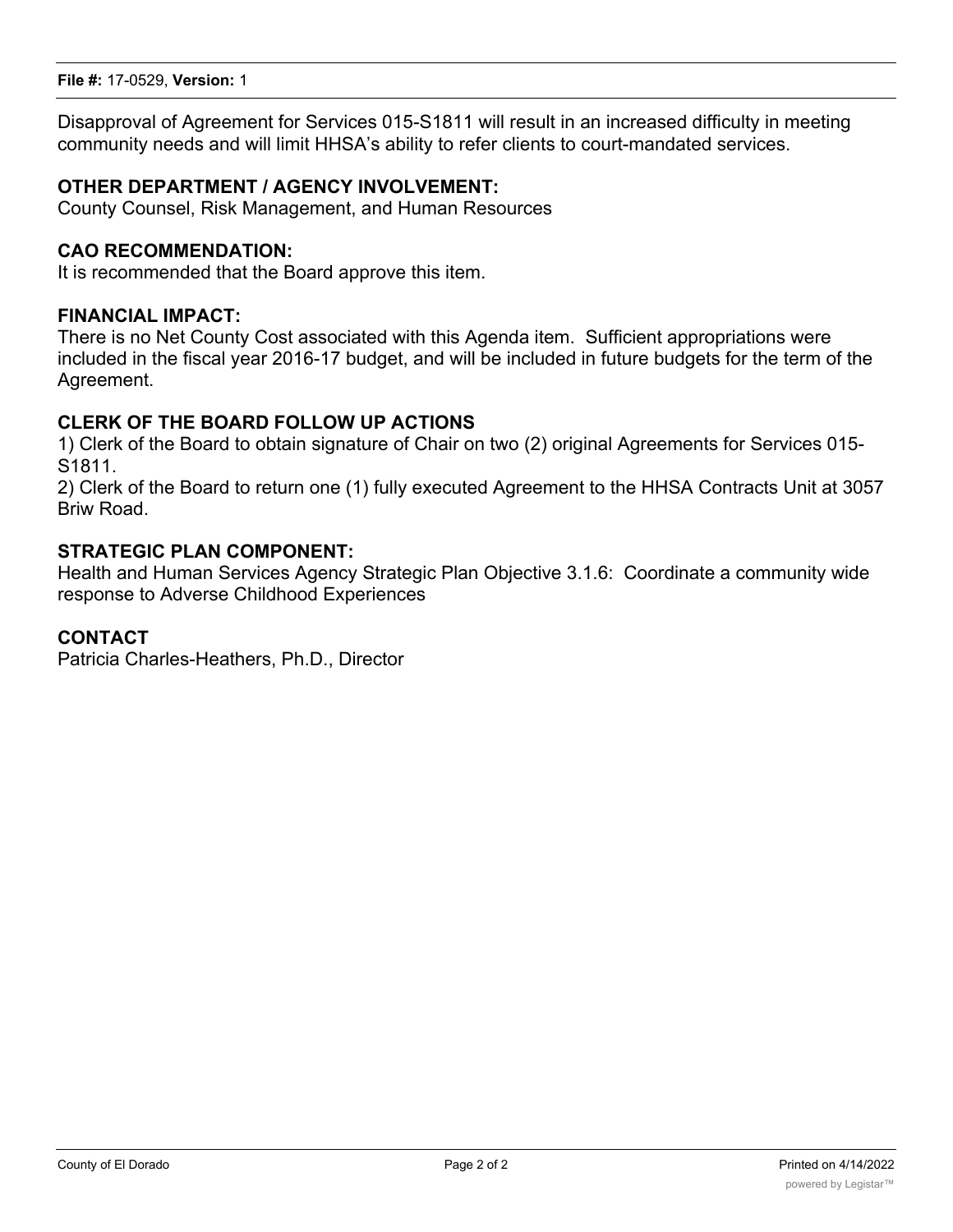Disapproval of Agreement for Services 015-S1811 will result in an increased difficulty in meeting community needs and will limit HHSA's ability to refer clients to court-mandated services.

## OTHER DEPARTMENT / AGENCY INVOLVEMENT:

County Counsel, Risk Management, and Human Resources

## CAO RECOMMENDATION:

It is recommended that the Board approve this item.

## FINANCIAL IMPACT:

There is no Net County Cost associated with this Agenda item. Sufficient appropriations were included in the fiscal year 2016-17 budget, and will be included in future budgets for the term of the Agreement.

## CLERK OF THE BOARD FOLLOW UP ACTIONS

1) Clerk of the Board to obtain signature of Chair on two (2) original Agreements for Services 015-S1811.

2) Clerk of the Board to return one (1) fully executed Agreement to the HHSA Contracts Unit at 3057 Briw Road.

## STRATEGIC PLAN COMPONENT:

Health and Human Services Agency Strategic Plan Objective 3.1.6: Coordinate a community wide response to Adverse Childhood Experiences

## CONTACT

Patricia Charles-Heathers, Ph.D., Director